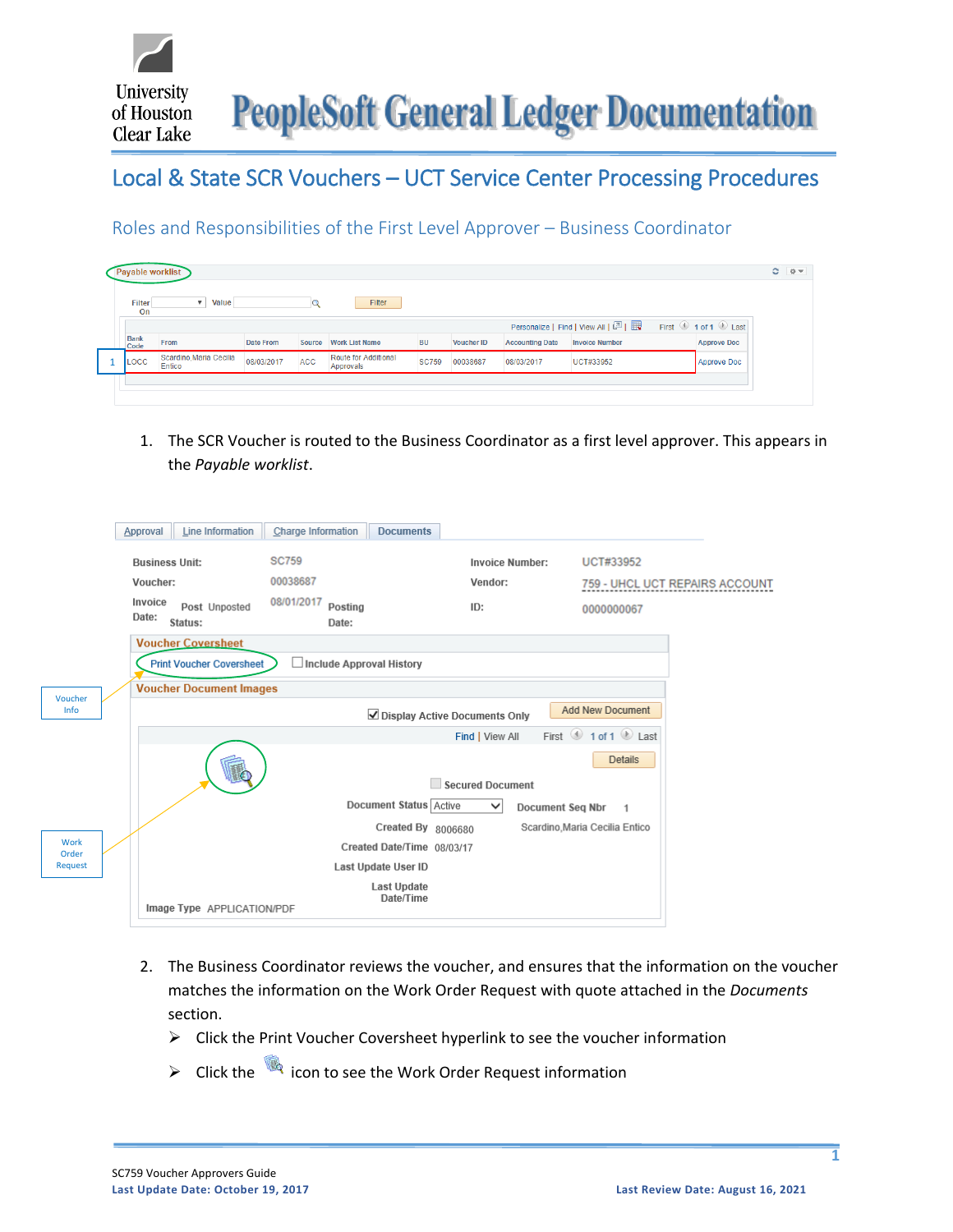# PeopleSoft General Ledger Documentation

## Local & State SCR Vouchers – UCT Service Center Processing Procedures

### Roles and Responsibilities of the First Level Approver – Business Coordinator

Payable worklist

| Bank Code | From | Date From | Source | Work List Name | BU | Voucher ID | Accounting Date | Invoice Number | Approve Doc |
|---|---|---|---|---|---|---|---|---|---|
| LOCC | Scardino,Maria Cecilia Entico | 08/03/2017 | ACC | Route for Additional Approvals | SC759 | 00038687 | 08/03/2017 | UCT#33952 | Approve Doc |

1. The SCR Voucher is routed to the Business Coordinator as a first level approver. This appears in the *Payable worklist*.

Approval | Line Information | Charge Information | Documents

Business Unit: SC759 — Invoice Number: UCT#33952
Voucher: 00038687 — Vendor: 759 - UHCL UCT REPAIRS ACCOUNT
Invoice Date: 08/01/2017 — Post Status: Unposted — Posting Date: — ID: 0000000067

Voucher Coversheet: Print Voucher Coversheet — Include Approval History (Voucher Info)

Voucher Document Images: Display Active Documents Only — Add New Document (Work Order Request)
Secured Document; Document Status: Active; Document Seq Nbr: 1; Created By: 8006680 Scardino,Maria Cecilia Entico; Created Date/Time: 08/03/17; Last Update User ID; Last Update Date/Time; Image Type: APPLICATION/PDF

2. The Business Coordinator reviews the voucher, and ensures that the information on the voucher matches the information on the Work Order Request with quote attached in the *Documents* section.
   - Click the Print Voucher Coversheet hyperlink to see the voucher information
   - Click the icon to see the Work Order Request information

SC759 Voucher Approvers Guide
**Last Update Date: October 19, 2017** **Last Review Date: August 16, 2021**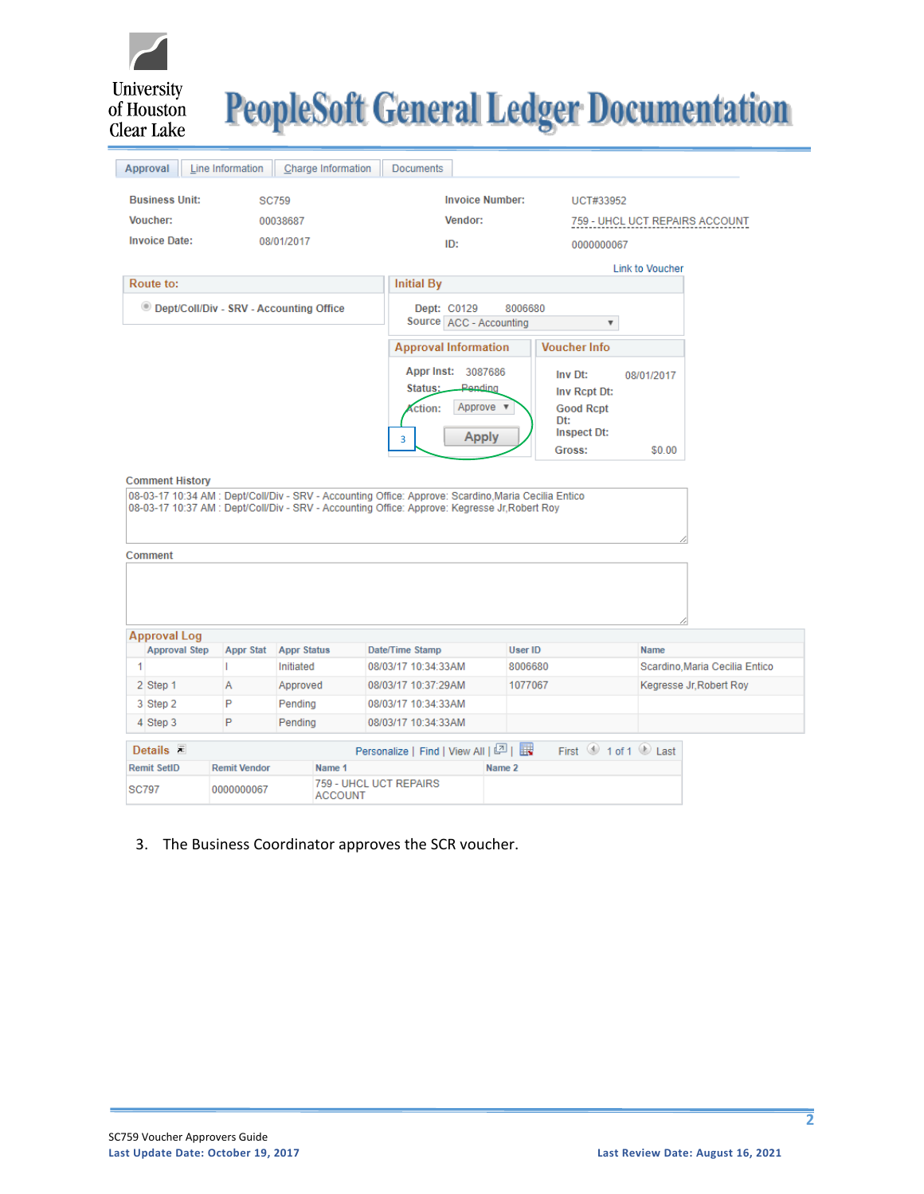Approval | Line Information | Charge Information | Documents

| | | | |
|---|---|---|---|
| **Business Unit:** | SC759 | **Invoice Number:** | UCT#33952 |
| **Voucher:** | 00038687 | **Vendor:** | 759 - UHCL UCT REPAIRS ACCOUNT |
| **Invoice Date:** | 08/01/2017 | **ID:** | 0000000067 |

Link to Voucher

**Route to:**

Dept/Coll/Div - SRV - Accounting Office

**Initial By**

Dept: C0129 8006680

Source: ACC - Accounting

**Approval Information**

Appr Inst: 3087686

Status: Pending

Action: Approve

Apply

3

**Voucher Info**

Inv Dt: 08/01/2017

Inv Rcpt Dt:

Good Rcpt Dt:

Inspect Dt:

Gross: $0.00

**Comment History**

08-03-17 10:34 AM : Dept/Coll/Div - SRV - Accounting Office: Approve: Scardino,Maria Cecilia Entico
08-03-17 10:37 AM : Dept/Coll/Div - SRV - Accounting Office: Approve: Kegresse Jr,Robert Roy

**Comment**

**Approval Log**

| | Approval Step | Appr Stat | Appr Status | Date/Time Stamp | User ID | Name |
|---|---|---|---|---|---|---|
| 1 | | I | Initiated | 08/03/17 10:34:33AM | 8006680 | Scardino,Maria Cecilia Entico |
| 2 | Step 1 | A | Approved | 08/03/17 10:37:29AM | 1077067 | Kegresse Jr,Robert Roy |
| 3 | Step 2 | P | Pending | 08/03/17 10:34:33AM | | |
| 4 | Step 3 | P | Pending | 08/03/17 10:34:33AM | | |

**Details** — Personalize | Find | View All — First 1 of 1 Last

| Remit SetID | Remit Vendor | Name 1 | Name 2 |
|---|---|---|---|
| SC797 | 0000000067 | 759 - UHCL UCT REPAIRS ACCOUNT | |

3. The Business Coordinator approves the SCR voucher.

SC759 Voucher Approvers Guide

**Last Update Date: October 19, 2017** **Last Review Date: August 16, 2021**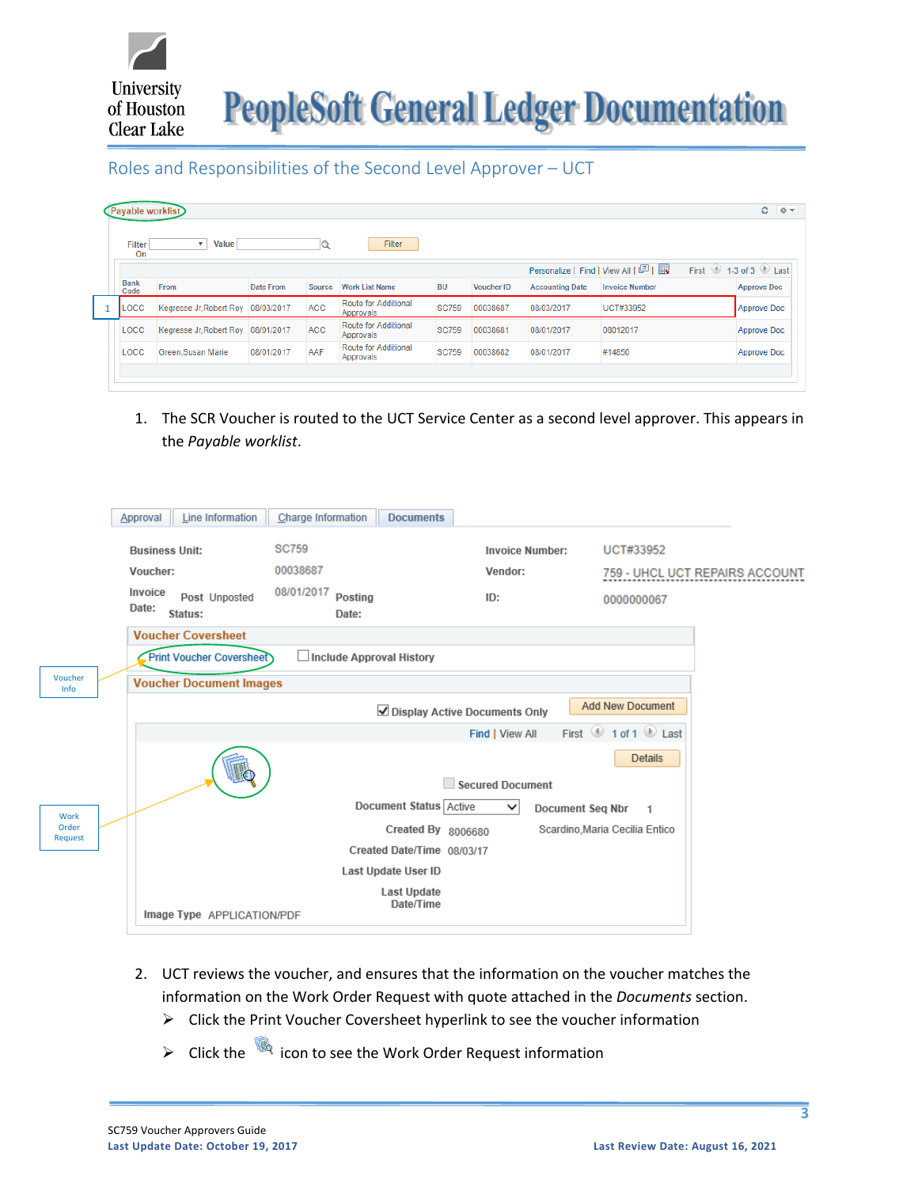## Roles and Responsibilities of the Second Level Approver – UCT

Payable worklist

| Bank Code | From | Date From | Source | Work List Name | BU | Voucher ID | Accounting Date | Invoice Number | Approve Doc |
|---|---|---|---|---|---|---|---|---|---|
| LOCC | Kegresse Jr,Robert Roy | 08/03/2017 | ACC | Route for Additional Approvals | SC759 | 00038687 | 08/03/2017 | UCT#33952 | Approve Doc |
| LOCC | Kegresse Jr,Robert Roy | 08/01/2017 | ACC | Route for Additional Approvals | SC759 | 00038681 | 08/01/2017 | 08012017 | Approve Doc |
| LOCC | Green,Susan Marie | 08/01/2017 | AAF | Route for Additional Approvals | SC759 | 00038682 | 08/01/2017 | #14850 | Approve Doc |

1. The SCR Voucher is routed to the UCT Service Center as a second level approver. This appears in the *Payable worklist*.

Approval | Line Information | Charge Information | Documents

Business Unit: SC759 | Invoice Number: UCT#33952
Voucher: 00038687 | Vendor: 759 - UHCL UCT REPAIRS ACCOUNT
Invoice Date: 08/01/2017 | Post Status: Unposted | Posting Date: | ID: 0000000067

**Voucher Coversheet**
Print Voucher Coversheet | Include Approval History

**Voucher Document Images**
Display Active Documents Only | Add New Document | Details
Secured Document
Document Status: Active | Document Seq Nbr: 1
Created By: 8006680 | Scardino,Maria Cecilia Entico
Created Date/Time: 08/03/17
Last Update User ID
Last Update Date/Time
Image Type: APPLICATION/PDF

(Callouts: Voucher Info; Work Order Request)

2. UCT reviews the voucher, and ensures that the information on the voucher matches the information on the Work Order Request with quote attached in the *Documents* section.
   - Click the Print Voucher Coversheet hyperlink to see the voucher information
   - Click the icon to see the Work Order Request information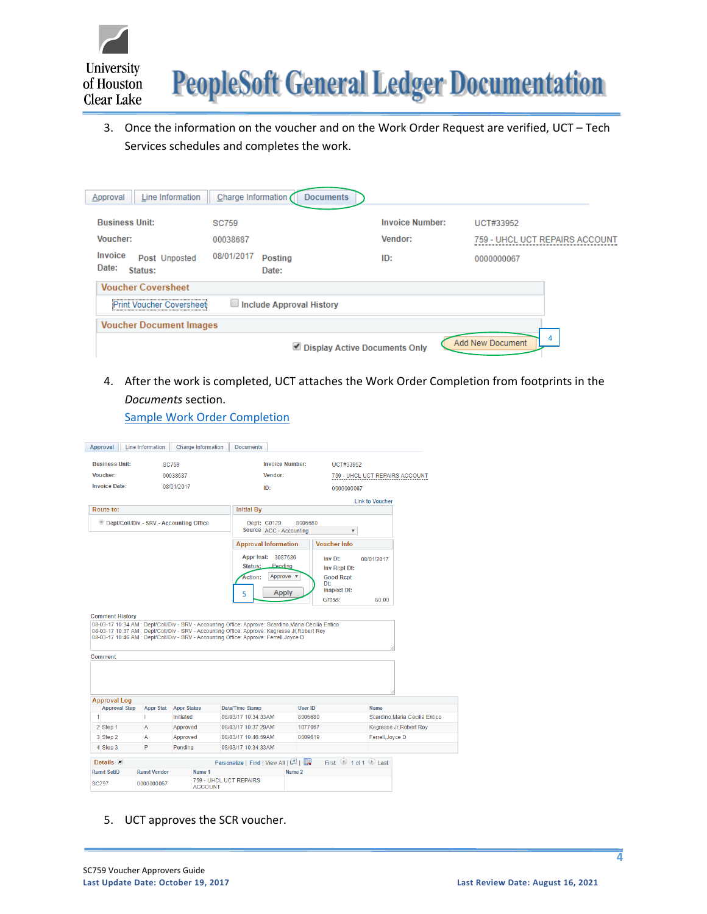3. Once the information on the voucher and on the Work Order Request are verified, UCT – Tech Services schedules and completes the work.

Approval | Line Information | Charge Information | Documents

| | | | |
|---|---|---|---|
| Business Unit: | SC759 | Invoice Number: | UCT#33952 |
| Voucher: | 00038687 | Vendor: | 759 - UHCL UCT REPAIRS ACCOUNT |
| Invoice Date: Post Status: Unposted | 08/01/2017 Posting Date: | ID: | 0000000067 |

**Voucher Coversheet**

Print Voucher Coversheet ☐ Include Approval History

**Voucher Document Images**

☑ Display Active Documents Only    Add New Document    4

4. After the work is completed, UCT attaches the Work Order Completion from footprints in the *Documents* section.
   [Sample Work Order Completion]

Approval | Line Information | Charge Information | Documents

| | | | |
|---|---|---|---|
| Business Unit: | SC759 | Invoice Number: | UCT#33952 |
| Voucher: | 00038687 | Vendor: | 759 - UHCL UCT REPAIRS ACCOUNT |
| Invoice Date: | 08/01/2017 | ID: | 0000000067 |

Link to Voucher

**Route to:** Dept/Coll/Div - SRV - Accounting Office

**Initial By** Dept: C0129 8006680 Source: ACC - Accounting

**Approval Information** Appr Inst: 3087086 Status: Pending Action: Approve Apply 5

**Voucher Info** Inv Dt: 08/01/2017 Inv Rcpt Dt: Good Rcpt Dt: Inspect Dt: Gross: $0.00

**Comment History**

08-03-17 10:34 AM : Dept/Coll/Div - SRV - Accounting Office: Approve: Scardino,Maria Cecilia Entico
08-03-17 10:37 AM : Dept/Coll/Div - SRV - Accounting Office: Approve: Kegresse Jr,Robert Roy
08-03-17 10:46 AM : Dept/Coll/Div - SRV - Accounting Office: Approve: Ferrell,Joyce D

**Comment**

**Approval Log**

| | Approval Step | Appr Stat | Appr Status | Date/Time Stamp | User ID | Name |
|---|---|---|---|---|---|---|
| 1 | | I | Initiated | 08/03/17 10:34:33AM | 8006680 | Scardino,Maria Cecilia Entico |
| 2 | Step 1 | A | Approved | 08/03/17 10:37:29AM | 1077067 | Kegresse Jr,Robert Roy |
| 3 | Step 2 | A | Approved | 08/03/17 10:46:59AM | 0009619 | Ferrell,Joyce D |
| 4 | Step 3 | P | Pending | 08/03/17 10:34:33AM | | |

**Details** Personalize | Find | View All | First 1 of 1 Last

| Remit SetID | Remit Vendor | Name 1 | Name 2 |
|---|---|---|---|
| SC797 | 0000000067 | 759 - UHCL UCT REPAIRS ACCOUNT | |

5. UCT approves the SCR voucher.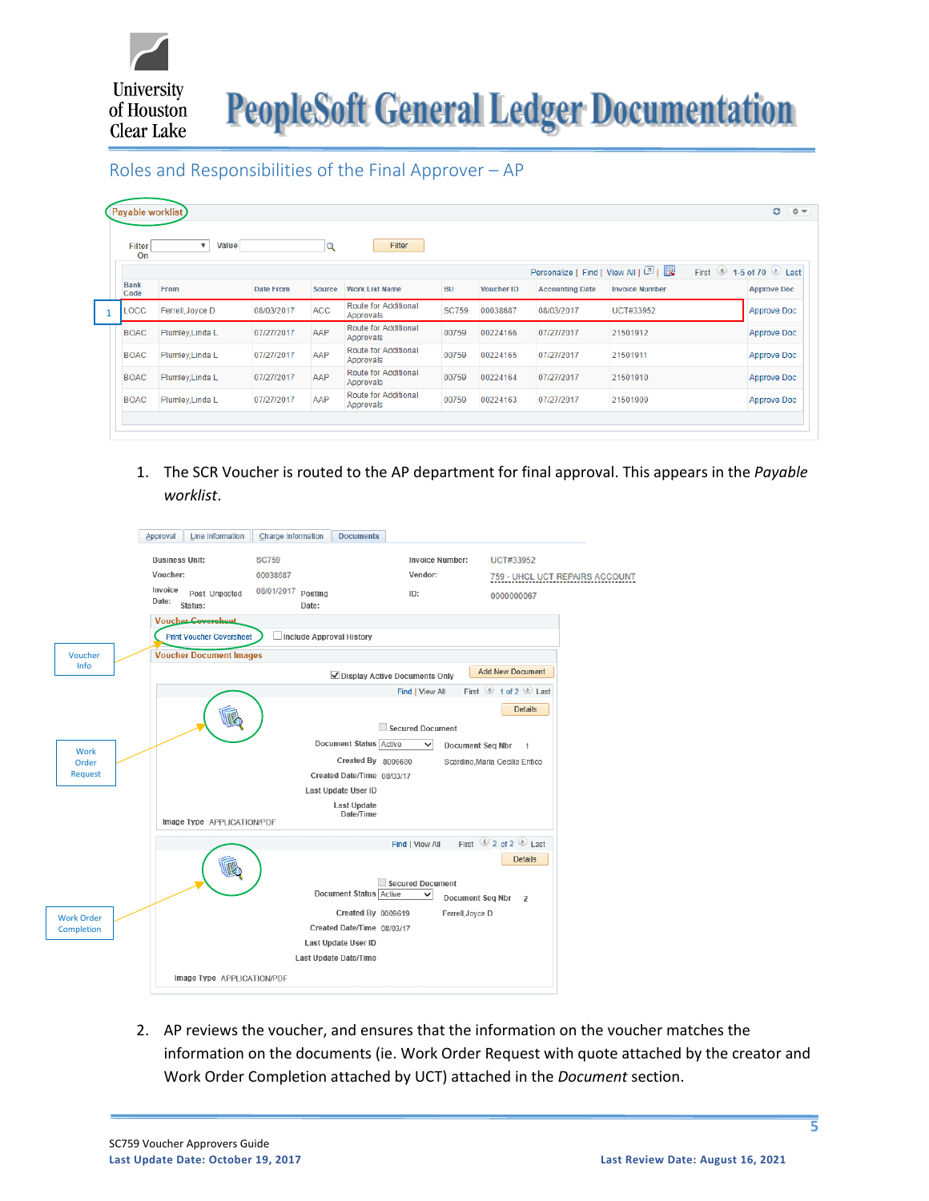## Roles and Responsibilities of the Final Approver – AP

Payable worklist

Filter On | Value | Filter

Personalize | Find | View All | First 1-5 of 70 Last

| Bank Code | From | Date From | Source | Work List Name | BU | Voucher ID | Accounting Date | Invoice Number | Approve Doc |
|---|---|---|---|---|---|---|---|---|---|
| LOCC | Ferrell,Joyce D | 08/03/2017 | ACC | Route for Additional Approvals | SC759 | 00038687 | 08/03/2017 | UCT#33952 | Approve Doc |
| BOAC | Plumley,Linda L | 07/27/2017 | AAP | Route for Additional Approvals | 00759 | 00224166 | 07/27/2017 | 21501912 | Approve Doc |
| BOAC | Plumley,Linda L | 07/27/2017 | AAP | Route for Additional Approvals | 00759 | 00224165 | 07/27/2017 | 21501911 | Approve Doc |
| BOAC | Plumley,Linda L | 07/27/2017 | AAP | Route for Additional Approvals | 00759 | 00224164 | 07/27/2017 | 21501910 | Approve Doc |
| BOAC | Plumley,Linda L | 07/27/2017 | AAP | Route for Additional Approvals | 00759 | 00224163 | 07/27/2017 | 21501909 | Approve Doc |

1. The SCR Voucher is routed to the AP department for final approval. This appears in the *Payable worklist*.

Approval | Line Information | Charge Information | Documents

Business Unit: SC759 | Invoice Number: UCT#33952
Voucher: 00038687 | Vendor: 759 - UHCL UCT REPAIRS ACCOUNT
Invoice Date: 08/01/2017 | Post Status: Unposted | Posting Date: | ID: 0000000067

Voucher Coversheet
Print Voucher Coversheet | Include Approval History

Voucher Document Images
Display Active Documents Only | Add New Document

Voucher Info

Work Order Request
Find | View All First 1 of 2 Last | Details
Secured Document
Document Status: Active | Document Seq Nbr: 1
Created By: 8006680 | Scardino,Maria Cecilia Entico
Created Date/Time: 08/03/17
Last Update User ID
Last Update Date/Time
Image Type: APPLICATION/PDF

Work Order Completion
Find | View All First 2 of 2 Last | Details
Secured Document
Document Status: Active | Document Seq Nbr: 2
Created By: 0009619 | Ferrell,Joyce D
Created Date/Time: 08/03/17
Last Update User ID
Last Update Date/Time
Image Type: APPLICATION/PDF

2. AP reviews the voucher, and ensures that the information on the voucher matches the information on the documents (ie. Work Order Request with quote attached by the creator and Work Order Completion attached by UCT) attached in the *Document* section.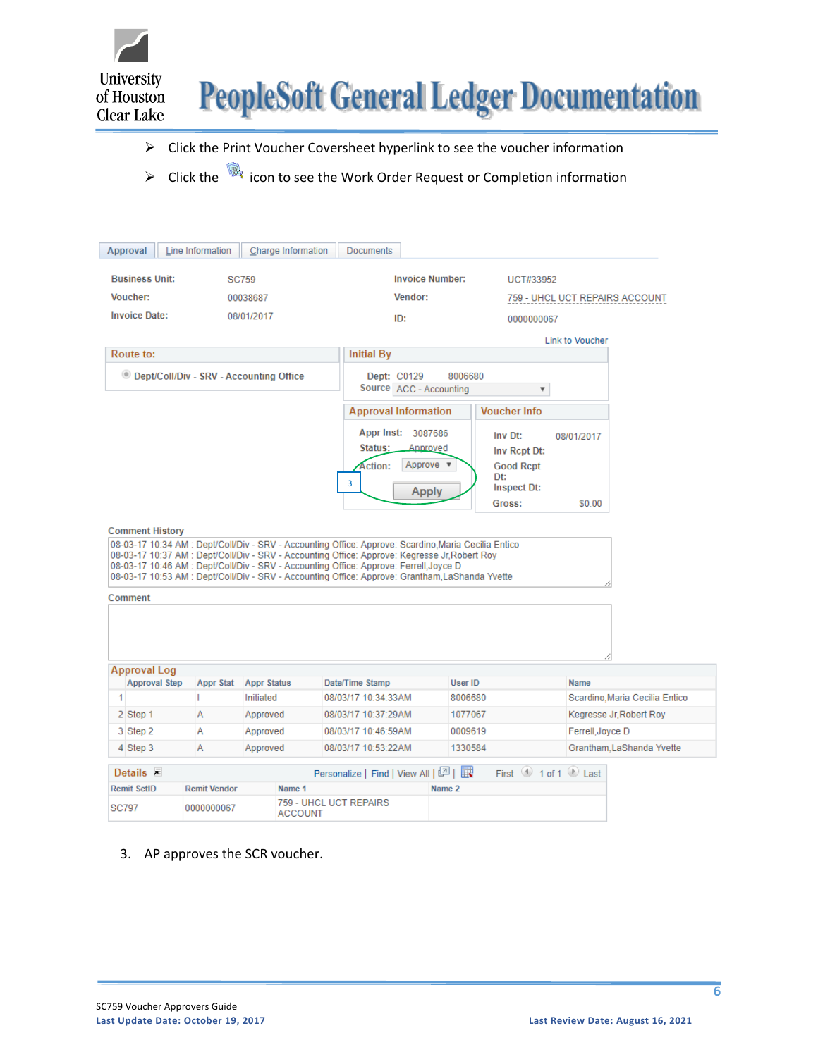- Click the Print Voucher Coversheet hyperlink to see the voucher information
- Click the icon to see the Work Order Request or Completion information

Approval | Line Information | Charge Information | Documents

| | | | |
|---|---|---|---|
| **Business Unit:** | SC759 | **Invoice Number:** | UCT#33952 |
| **Voucher:** | 00038687 | **Vendor:** | 759 - UHCL UCT REPAIRS ACCOUNT |
| **Invoice Date:** | 08/01/2017 | **ID:** | 0000000067 |

Link to Voucher

**Route to:**

Dept/Coll/Div - SRV - Accounting Office

**Initial By**

Dept: C0129 8006680
Source: ACC - Accounting

**Approval Information**

Appr Inst: 3087686
Status: Approved
Action: Approve
Apply

3

**Voucher Info**

Inv Dt: 08/01/2017
Inv Rcpt Dt:
Good Rcpt Dt:
Inspect Dt:
Gross: $0.00

**Comment History**

08-03-17 10:34 AM : Dept/Coll/Div - SRV - Accounting Office: Approve: Scardino,Maria Cecilia Entico
08-03-17 10:37 AM : Dept/Coll/Div - SRV - Accounting Office: Approve: Kegresse Jr,Robert Roy
08-03-17 10:46 AM : Dept/Coll/Div - SRV - Accounting Office: Approve: Ferrell,Joyce D
08-03-17 10:53 AM : Dept/Coll/Div - SRV - Accounting Office: Approve: Grantham,LaShanda Yvette

**Comment**

**Approval Log**

| | Approval Step | Appr Stat | Appr Status | Date/Time Stamp | User ID | Name |
|---|---|---|---|---|---|---|
| 1 | | I | Initiated | 08/03/17 10:34:33AM | 8006680 | Scardino,Maria Cecilia Entico |
| 2 | Step 1 | A | Approved | 08/03/17 10:37:29AM | 1077067 | Kegresse Jr,Robert Roy |
| 3 | Step 2 | A | Approved | 08/03/17 10:46:59AM | 0009619 | Ferrell,Joyce D |
| 4 | Step 3 | A | Approved | 08/03/17 10:53:22AM | 1330584 | Grantham,LaShanda Yvette |

**Details** — Personalize | Find | View All | First 1 of 1 Last

| Remit SetID | Remit Vendor | Name 1 | Name 2 |
|---|---|---|---|
| SC797 | 0000000067 | 759 - UHCL UCT REPAIRS ACCOUNT | |

3. AP approves the SCR voucher.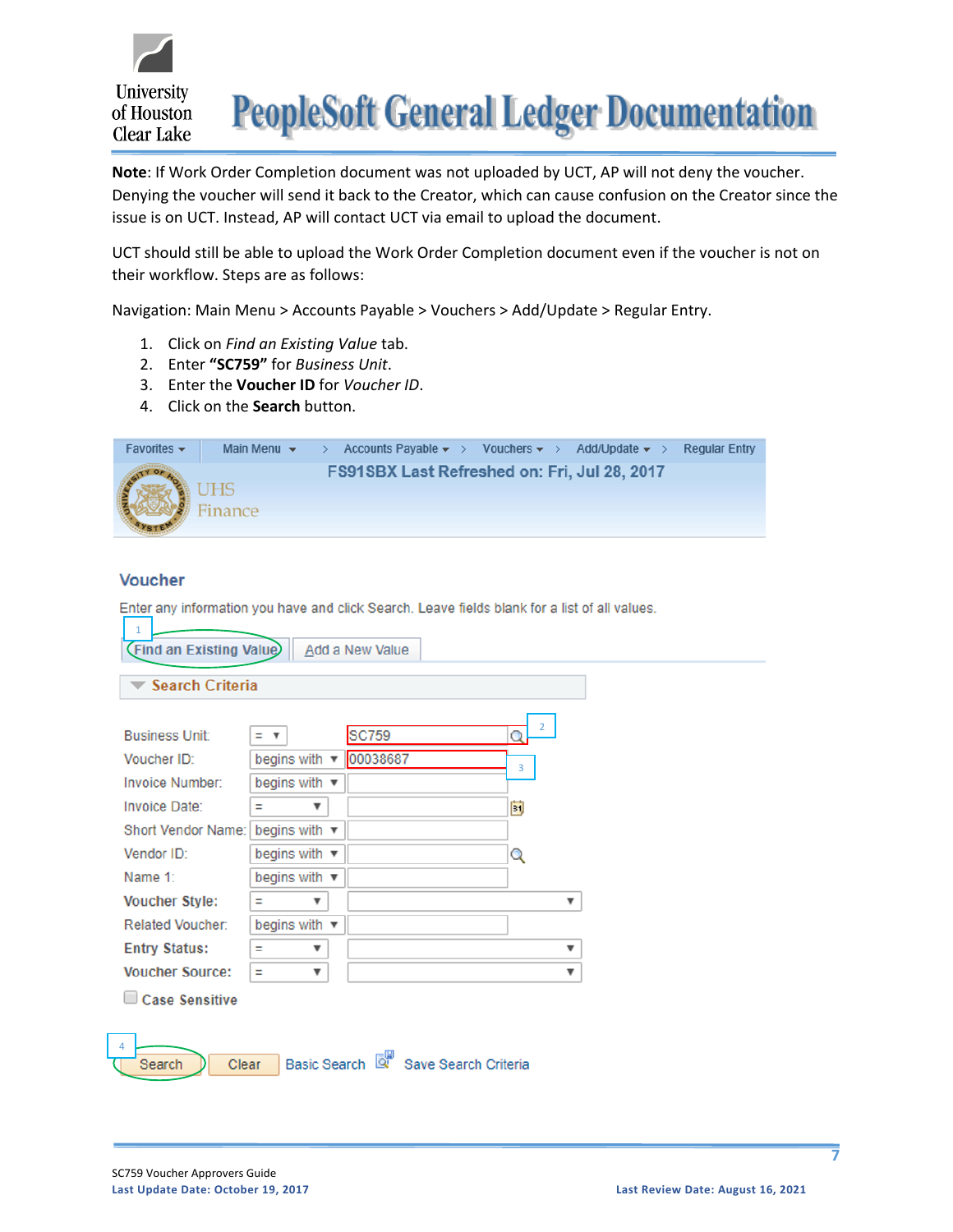**Note**: If Work Order Completion document was not uploaded by UCT, AP will not deny the voucher. Denying the voucher will send it back to the Creator, which can cause confusion on the Creator since the issue is on UCT. Instead, AP will contact UCT via email to upload the document.

UCT should still be able to upload the Work Order Completion document even if the voucher is not on their workflow. Steps are as follows:

Navigation: Main Menu > Accounts Payable > Vouchers > Add/Update > Regular Entry.

1. Click on *Find an Existing Value* tab.
2. Enter **"SC759"** for *Business Unit*.
3. Enter the **Voucher ID** for *Voucher ID*.
4. Click on the **Search** button.

Favorites ▾ | Main Menu ▾ > Accounts Payable ▾ > Vouchers ▾ > Add/Update ▾ > Regular Entry

FS91SBX Last Refreshed on: Fri, Jul 28, 2017

UHS Finance

## Voucher

Enter any information you have and click Search. Leave fields blank for a list of all values.

1 Find an Existing Value | Add a New Value

**Search Criteria**

| Field | Operator | Value |
|---|---|---|
| Business Unit: | = | SC759 (2) |
| Voucher ID: | begins with | 00038687 (3) |
| Invoice Number: | begins with | |
| Invoice Date: | = | |
| Short Vendor Name: | begins with | |
| Vendor ID: | begins with | |
| Name 1: | begins with | |
| Voucher Style: | = | |
| Related Voucher: | begins with | |
| Entry Status: | = | |
| Voucher Source: | = | |

☐ Case Sensitive

4 Search | Clear | Basic Search | Save Search Criteria

SC759 Voucher Approvers Guide

**Last Update Date: October 19, 2017** **Last Review Date: August 16, 2021**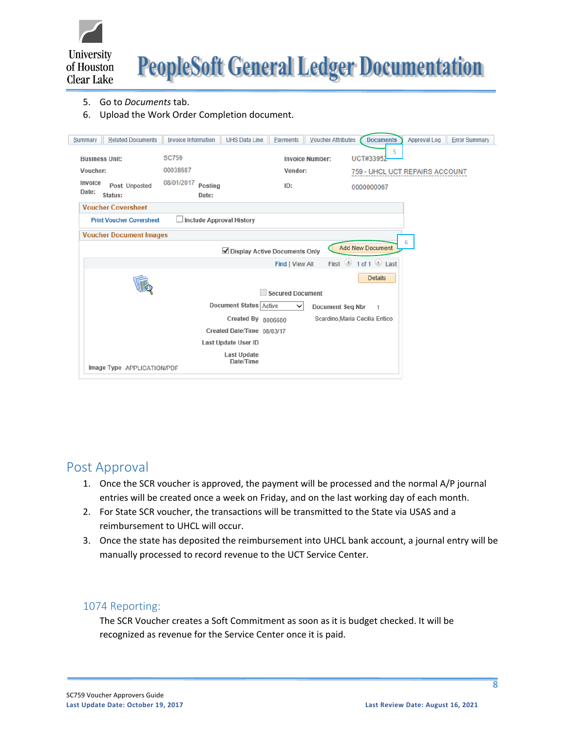5. Go to *Documents* tab.
6. Upload the Work Order Completion document.

Summary | Related Documents | Invoice Information | UHS Data Line | Payments | Voucher Attributes | Documents | Approval Log | Error Summary

5

Business Unit: SC759
Voucher: 00038687
Invoice Date: 08/01/2017
Post Status: Unposted
Posting Date:
Invoice Number: UCT#33952
Vendor: 759 - UHCL UCT REPAIRS ACCOUNT
ID: 0000000067

**Voucher Coversheet**

Print Voucher Coversheet
Include Approval History

**Voucher Document Images**

Display Active Documents Only
Add New Document

6

Find | View All    First 1 of 1 Last

Details

Secured Document
Document Status: Active
Document Seq Nbr: 1
Created By: 8006680 Scardino,Maria Cecilia Entico
Created Date/Time: 08/03/17
Last Update User ID
Last Update Date/Time
Image Type: APPLICATION/PDF

## Post Approval

1. Once the SCR voucher is approved, the payment will be processed and the normal A/P journal entries will be created once a week on Friday, and on the last working day of each month.
2. For State SCR voucher, the transactions will be transmitted to the State via USAS and a reimbursement to UHCL will occur.
3. Once the state has deposited the reimbursement into UHCL bank account, a journal entry will be manually processed to record revenue to the UCT Service Center.

### 1074 Reporting:

The SCR Voucher creates a Soft Commitment as soon as it is budget checked. It will be recognized as revenue for the Service Center once it is paid.